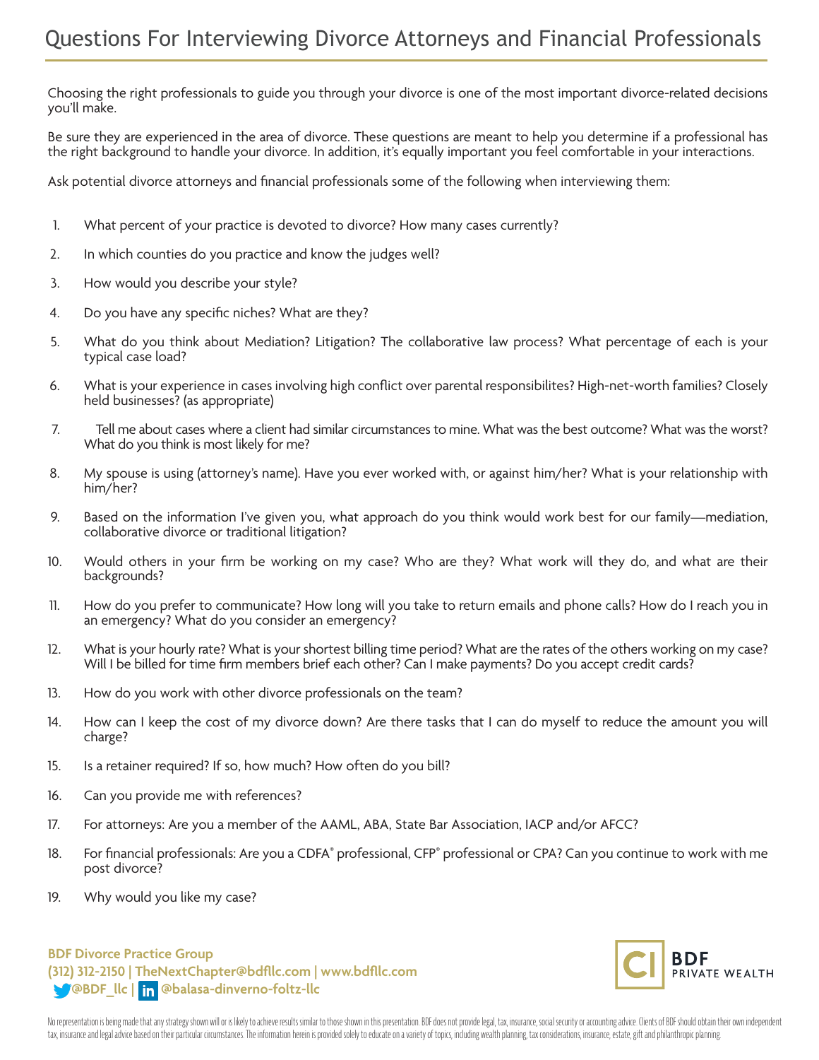# Questions For Interviewing Divorce Attorneys and Financial Professionals

Choosing the right professionals to guide you through your divorce is one of the most important divorce-related decisions you'll make.

Be sure they are experienced in the area of divorce. These questions are meant to help you determine if a professional has the right background to handle your divorce. In addition, it's equally important you feel comfortable in your interactions.

Ask potential divorce attorneys and financial professionals some of the following when interviewing them:

1. What percent of your practice is devoted to divorce? How many cases currently?
2. In which counties do you practice and know the judges well?
3. How would you describe your style?
4. Do you have any specific niches? What are they?
5. What do you think about Mediation? Litigation? The collaborative law process? What percentage of each is your typical case load?
6. What is your experience in cases involving high conflict over parental responsibilites? High-net-worth families? Closely held businesses? (as appropriate)
7. Tell me about cases where a client had similar circumstances to mine. What was the best outcome? What was the worst? What do you think is most likely for me?
8. My spouse is using (attorney's name). Have you ever worked with, or against him/her? What is your relationship with him/her?
9. Based on the information I've given you, what approach do you think would work best for our family—mediation, collaborative divorce or traditional litigation?
10. Would others in your firm be working on my case? Who are they? What work will they do, and what are their backgrounds?
11. How do you prefer to communicate? How long will you take to return emails and phone calls? How do I reach you in an emergency? What do you consider an emergency?
12. What is your hourly rate? What is your shortest billing time period? What are the rates of the others working on my case? Will I be billed for time firm members brief each other? Can I make payments? Do you accept credit cards?
13. How do you work with other divorce professionals on the team?
14. How can I keep the cost of my divorce down? Are there tasks that I can do myself to reduce the amount you will charge?
15. Is a retainer required? If so, how much? How often do you bill?
16. Can you provide me with references?
17. For attorneys: Are you a member of the AAML, ABA, State Bar Association, IACP and/or AFCC?
18. For financial professionals: Are you a CDFA® professional, CFP® professional or CPA? Can you continue to work with me post divorce?
19. Why would you like my case?

**BDF Divorce Practice Group**
**(312) 312-2150 | TheNextChapter@bdfllc.com | www.bdfllc.com**
**@BDF_llc | @balasa-dinverno-foltz-llc**

BDF PRIVATE WEALTH

No representation is being made that any strategy shown will or is likely to achieve results similar to those shown in this presentation. BDF does not provide legal, tax, insurance, social security or accounting advice. Clients of BDF should obtain their own independent tax, insurance and legal advice based on their particular circumstances. The information herein is provided solely to educate on a variety of topics, including wealth planning, tax considerations, insurance, estate, gift and philanthropic planning.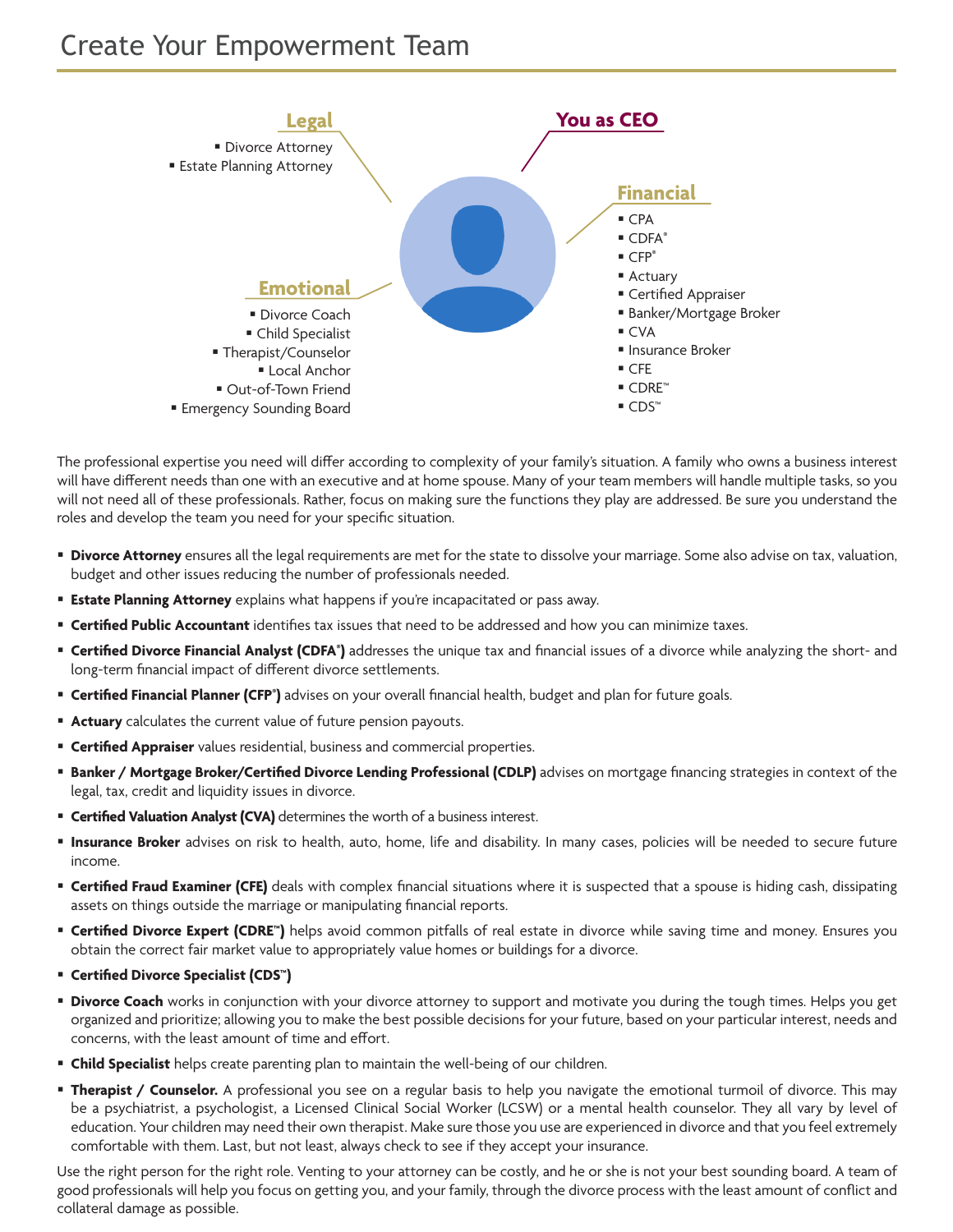# Create Your Empowerment Team

**Legal**

- Divorce Attorney
- Estate Planning Attorney

**You as CEO**

**Financial**

- CPA
- CDFA®
- CFP®
- Actuary
- Certified Appraiser
- Banker/Mortgage Broker
- CVA
- Insurance Broker
- CFE
- CDRE™
- CDS™

**Emotional**

- Divorce Coach
- Child Specialist
- Therapist/Counselor
- Local Anchor
- Out-of-Town Friend
- Emergency Sounding Board

The professional expertise you need will differ according to complexity of your family's situation. A family who owns a business interest will have different needs than one with an executive and at home spouse. Many of your team members will handle multiple tasks, so you will not need all of these professionals. Rather, focus on making sure the functions they play are addressed. Be sure you understand the roles and develop the team you need for your specific situation.

- **Divorce Attorney** ensures all the legal requirements are met for the state to dissolve your marriage. Some also advise on tax, valuation, budget and other issues reducing the number of professionals needed.
- **Estate Planning Attorney** explains what happens if you're incapacitated or pass away.
- **Certified Public Accountant** identifies tax issues that need to be addressed and how you can minimize taxes.
- **Certified Divorce Financial Analyst (CDFA®)** addresses the unique tax and financial issues of a divorce while analyzing the short- and long-term financial impact of different divorce settlements.
- **Certified Financial Planner (CFP®)** advises on your overall financial health, budget and plan for future goals.
- **Actuary** calculates the current value of future pension payouts.
- **Certified Appraiser** values residential, business and commercial properties.
- **Banker / Mortgage Broker/Certified Divorce Lending Professional (CDLP)** advises on mortgage financing strategies in context of the legal, tax, credit and liquidity issues in divorce.
- **Certified Valuation Analyst (CVA)** determines the worth of a business interest.
- **Insurance Broker** advises on risk to health, auto, home, life and disability. In many cases, policies will be needed to secure future income.
- **Certified Fraud Examiner (CFE)** deals with complex financial situations where it is suspected that a spouse is hiding cash, dissipating assets on things outside the marriage or manipulating financial reports.
- **Certified Divorce Expert (CDRE™)** helps avoid common pitfalls of real estate in divorce while saving time and money. Ensures you obtain the correct fair market value to appropriately value homes or buildings for a divorce.
- **Certified Divorce Specialist (CDS™)**
- **Divorce Coach** works in conjunction with your divorce attorney to support and motivate you during the tough times. Helps you get organized and prioritize; allowing you to make the best possible decisions for your future, based on your particular interest, needs and concerns, with the least amount of time and effort.
- **Child Specialist** helps create parenting plan to maintain the well-being of our children.
- **Therapist / Counselor.** A professional you see on a regular basis to help you navigate the emotional turmoil of divorce. This may be a psychiatrist, a psychologist, a Licensed Clinical Social Worker (LCSW) or a mental health counselor. They all vary by level of education. Your children may need their own therapist. Make sure those you use are experienced in divorce and that you feel extremely comfortable with them. Last, but not least, always check to see if they accept your insurance.

Use the right person for the right role. Venting to your attorney can be costly, and he or she is not your best sounding board. A team of good professionals will help you focus on getting you, and your family, through the divorce process with the least amount of conflict and collateral damage as possible.